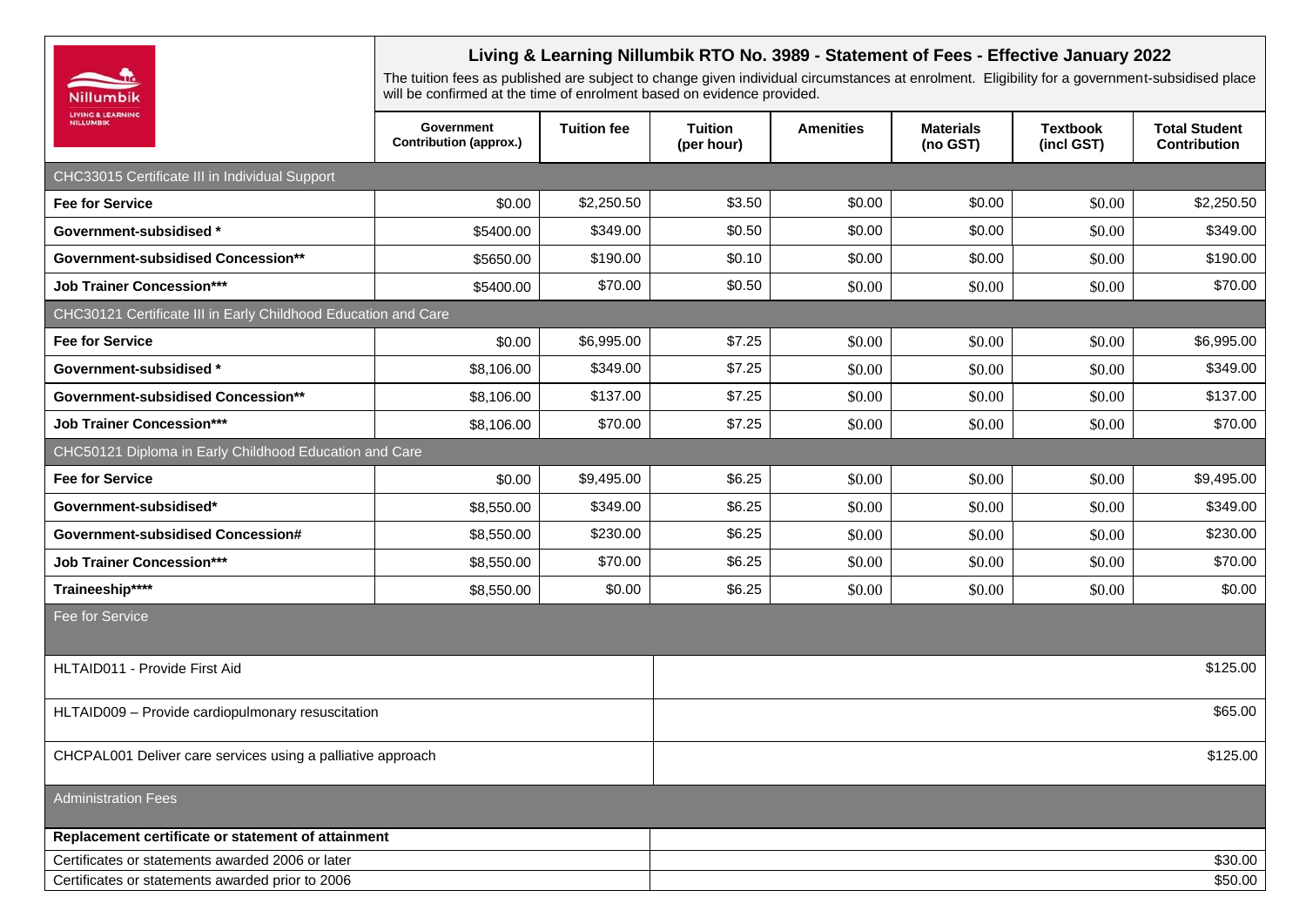# Living & Learning Nillumbik RTO No. 3989 - Statement of Fees - Effective January 2022

The tuition fees as published are subject to change given individual circumstances at enrolment. Eligibility for a government-subsidised place will be confirmed at the time of enrolment based on evidence provided.

| | Government Contribution (approx.) | Tuition fee | Tuition (per hour) | Amenities | Materials (no GST) | Textbook (incl GST) | Total Student Contribution |
|---|---|---|---|---|---|---|---|
| **CHC33015 Certificate III in Individual Support** | | | | | | | |
| **Fee for Service** | $0.00 | $2,250.50 | $3.50 | $0.00 | $0.00 | $0.00 | $2,250.50 |
| **Government-subsidised \*** | $5400.00 | $349.00 | $0.50 | $0.00 | $0.00 | $0.00 | $349.00 |
| **Government-subsidised Concession\*\*** | $5650.00 | $190.00 | $0.10 | $0.00 | $0.00 | $0.00 | $190.00 |
| **Job Trainer Concession\*\*\*** | $5400.00 | $70.00 | $0.50 | $0.00 | $0.00 | $0.00 | $70.00 |
| **CHC30121 Certificate III in Early Childhood Education and Care** | | | | | | | |
| **Fee for Service** | $0.00 | $6,995.00 | $7.25 | $0.00 | $0.00 | $0.00 | $6,995.00 |
| **Government-subsidised \*** | $8,106.00 | $349.00 | $7.25 | $0.00 | $0.00 | $0.00 | $349.00 |
| **Government-subsidised Concession\*\*** | $8,106.00 | $137.00 | $7.25 | $0.00 | $0.00 | $0.00 | $137.00 |
| **Job Trainer Concession\*\*\*** | $8,106.00 | $70.00 | $7.25 | $0.00 | $0.00 | $0.00 | $70.00 |
| **CHC50121 Diploma in Early Childhood Education and Care** | | | | | | | |
| **Fee for Service** | $0.00 | $9,495.00 | $6.25 | $0.00 | $0.00 | $0.00 | $9,495.00 |
| **Government-subsidised\*** | $8,550.00 | $349.00 | $6.25 | $0.00 | $0.00 | $0.00 | $349.00 |
| **Government-subsidised Concession#** | $8,550.00 | $230.00 | $6.25 | $0.00 | $0.00 | $0.00 | $230.00 |
| **Job Trainer Concession\*\*\*** | $8,550.00 | $70.00 | $6.25 | $0.00 | $0.00 | $0.00 | $70.00 |
| **Traineeship\*\*\*\*** | $8,550.00 | $0.00 | $6.25 | $0.00 | $0.00 | $0.00 | $0.00 |

| Fee for Service | |
|---|---|
| HLTAID011 - Provide First Aid | $125.00 |
| HLTAID009 – Provide cardiopulmonary resuscitation | $65.00 |
| CHCPAL001 Deliver care services using a palliative approach | $125.00 |

| Administration Fees | |
|---|---|
| **Replacement certificate or statement of attainment** | |
| Certificates or statements awarded 2006 or later | $30.00 |
| Certificates or statements awarded prior to 2006 | $50.00 |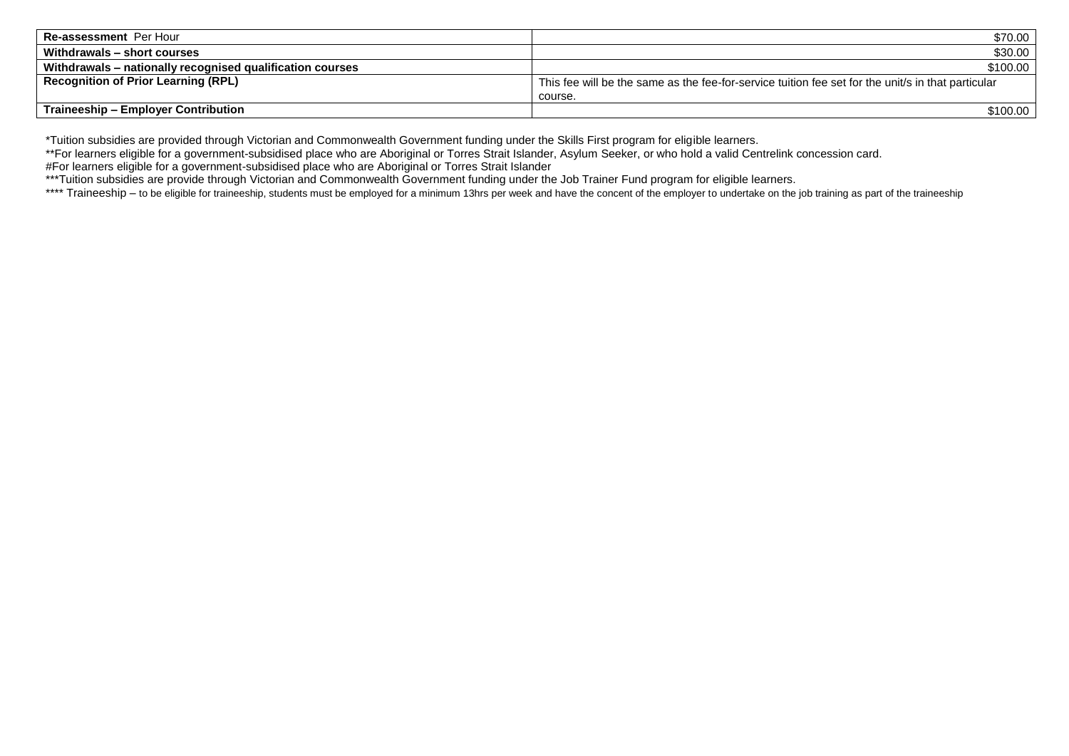| | |
|---|---|
| **Re-assessment** Per Hour | $70.00 |
| **Withdrawals – short courses** | $30.00 |
| **Withdrawals – nationally recognised qualification courses** | $100.00 |
| **Recognition of Prior Learning (RPL)** | This fee will be the same as the fee-for-service tuition fee set for the unit/s in that particular course. |
| **Traineeship – Employer Contribution** | $100.00 |

*Tuition subsidies are provided through Victorian and Commonwealth Government funding under the Skills First program for eligible learners.

**For learners eligible for a government-subsidised place who are Aboriginal or Torres Strait Islander, Asylum Seeker, or who hold a valid Centrelink concession card.

#For learners eligible for a government-subsidised place who are Aboriginal or Torres Strait Islander

***Tuition subsidies are provide through Victorian and Commonwealth Government funding under the Job Trainer Fund program for eligible learners.

**** Traineeship – to be eligible for traineeship, students must be employed for a minimum 13hrs per week and have the concent of the employer to undertake on the job training as part of the traineeship